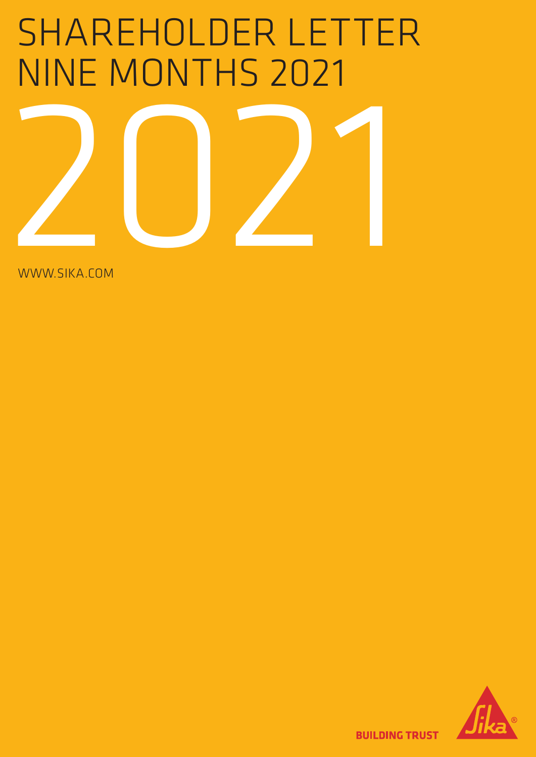# SHAREHOLDER LETTER NINE MONTHS 2021

2021

WWW.SIKA.COM

BUILDING TRUST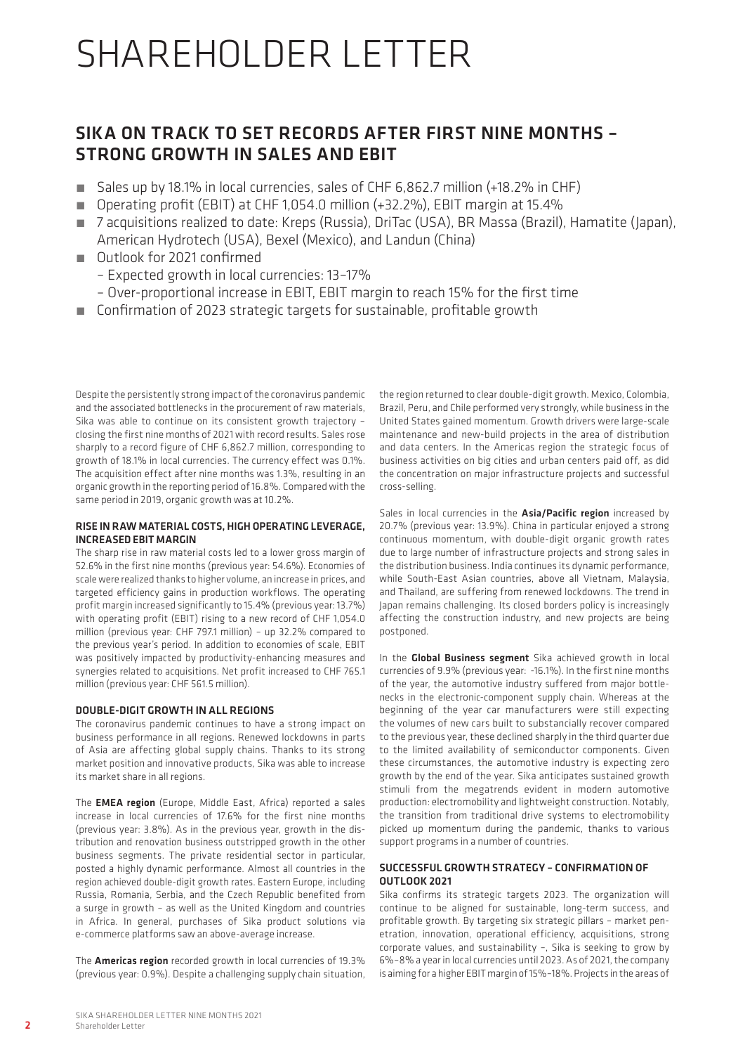# SHAREHOLDER LETTER

## SIKA ON TRACK TO SET RECORDS AFTER FIRST NINE MONTHS – STRONG GROWTH IN SALES AND EBIT

- Sales up by 18.1% in local currencies, sales of CHF 6,862.7 million (+18.2% in CHF)
- Operating profit (EBIT) at CHF 1,054.0 million (+32.2%), EBIT margin at 15.4%
- 7 acquisitions realized to date: Kreps (Russia), DriTac (USA), BR Massa (Brazil), Hamatite (Japan), American Hydrotech (USA), Bexel (Mexico), and Landun (China)
- Outlook for 2021 confirmed
  - Expected growth in local currencies: 13–17%
  - Over-proportional increase in EBIT, EBIT margin to reach 15% for the first time
- Confirmation of 2023 strategic targets for sustainable, profitable growth

Despite the persistently strong impact of the coronavirus pandemic and the associated bottlenecks in the procurement of raw materials, Sika was able to continue on its consistent growth trajectory – closing the first nine months of 2021 with record results. Sales rose sharply to a record figure of CHF 6,862.7 million, corresponding to growth of 18.1% in local currencies. The currency effect was 0.1%. The acquisition effect after nine months was 1.3%, resulting in an organic growth in the reporting period of 16.8%. Compared with the same period in 2019, organic growth was at 10.2%.

### RISE IN RAW MATERIAL COSTS, HIGH OPERATING LEVERAGE, INCREASED EBIT MARGIN

The sharp rise in raw material costs led to a lower gross margin of 52.6% in the first nine months (previous year: 54.6%). Economies of scale were realized thanks to higher volume, an increase in prices, and targeted efficiency gains in production workflows. The operating profit margin increased significantly to 15.4% (previous year: 13.7%) with operating profit (EBIT) rising to a new record of CHF 1,054.0 million (previous year: CHF 797.1 million) – up 32.2% compared to the previous year's period. In addition to economies of scale, EBIT was positively impacted by productivity-enhancing measures and synergies related to acquisitions. Net profit increased to CHF 765.1 million (previous year: CHF 561.5 million).

### DOUBLE-DIGIT GROWTH IN ALL REGIONS

The coronavirus pandemic continues to have a strong impact on business performance in all regions. Renewed lockdowns in parts of Asia are affecting global supply chains. Thanks to its strong market position and innovative products, Sika was able to increase its market share in all regions.

The **EMEA region** (Europe, Middle East, Africa) reported a sales increase in local currencies of 17.6% for the first nine months (previous year: 3.8%). As in the previous year, growth in the distribution and renovation business outstripped growth in the other business segments. The private residential sector in particular, posted a highly dynamic performance. Almost all countries in the region achieved double-digit growth rates. Eastern Europe, including Russia, Romania, Serbia, and the Czech Republic benefited from a surge in growth – as well as the United Kingdom and countries in Africa. In general, purchases of Sika product solutions via e-commerce platforms saw an above-average increase.

The **Americas region** recorded growth in local currencies of 19.3% (previous year: 0.9%). Despite a challenging supply chain situation, the region returned to clear double-digit growth. Mexico, Colombia, Brazil, Peru, and Chile performed very strongly, while business in the United States gained momentum. Growth drivers were large-scale maintenance and new-build projects in the area of distribution and data centers. In the Americas region the strategic focus of business activities on big cities and urban centers paid off, as did the concentration on major infrastructure projects and successful cross-selling.

Sales in local currencies in the **Asia/Pacific region** increased by 20.7% (previous year: 13.9%). China in particular enjoyed a strong continuous momentum, with double-digit organic growth rates due to large number of infrastructure projects and strong sales in the distribution business. India continues its dynamic performance, while South-East Asian countries, above all Vietnam, Malaysia, and Thailand, are suffering from renewed lockdowns. The trend in Japan remains challenging. Its closed borders policy is increasingly affecting the construction industry, and new projects are being postponed.

In the **Global Business segment** Sika achieved growth in local currencies of 9.9% (previous year: -16.1%). In the first nine months of the year, the automotive industry suffered from major bottlenecks in the electronic-component supply chain. Whereas at the beginning of the year car manufacturers were still expecting the volumes of new cars built to substancially recover compared to the previous year, these declined sharply in the third quarter due to the limited availability of semiconductor components. Given these circumstances, the automotive industry is expecting zero growth by the end of the year. Sika anticipates sustained growth stimuli from the megatrends evident in modern automotive production: electromobility and lightweight construction. Notably, the transition from traditional drive systems to electromobility picked up momentum during the pandemic, thanks to various support programs in a number of countries.

### SUCCESSFUL GROWTH STRATEGY – CONFIRMATION OF OUTLOOK 2021

Sika confirms its strategic targets 2023. The organization will continue to be aligned for sustainable, long-term success, and profitable growth. By targeting six strategic pillars – market penetration, innovation, operational efficiency, acquisitions, strong corporate values, and sustainability –, Sika is seeking to grow by 6%–8% a year in local currencies until 2023. As of 2021, the company is aiming for a higher EBIT margin of 15%–18%. Projects in the areas of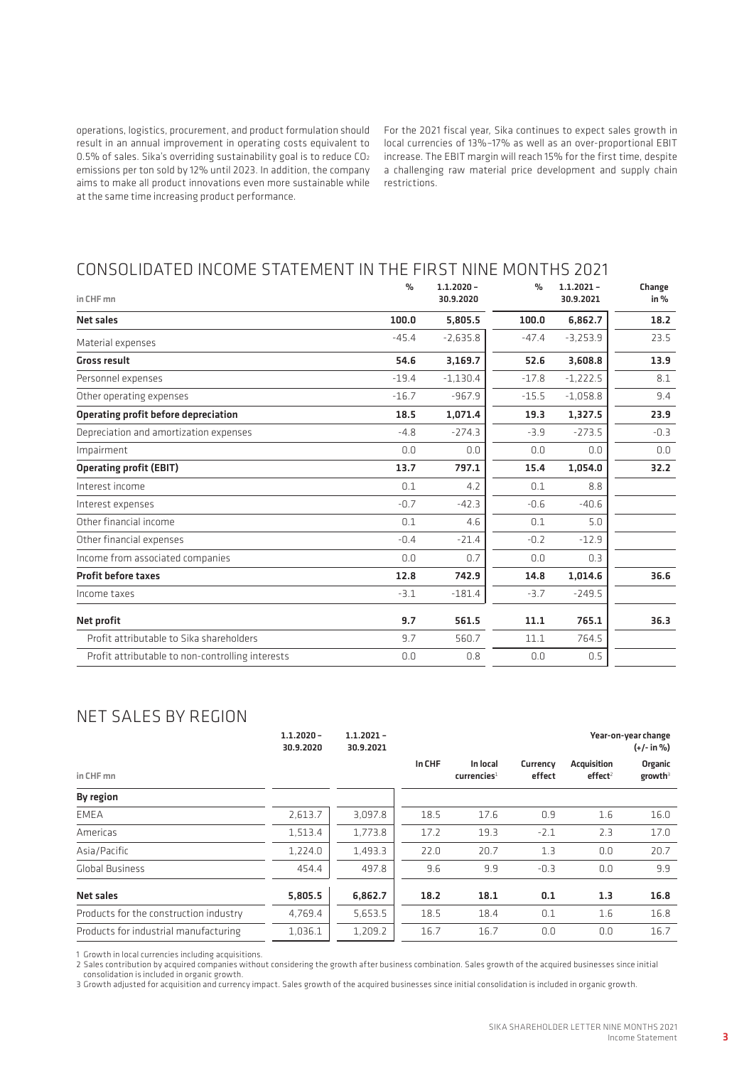operations, logistics, procurement, and product formulation should result in an annual improvement in operating costs equivalent to 0.5% of sales. Sika's overriding sustainability goal is to reduce $CO_2$ emissions per ton sold by 12% until 2023. In addition, the company aims to make all product innovations even more sustainable while at the same time increasing product performance.

For the 2021 fiscal year, Sika continues to expect sales growth in local currencies of 13%–17% as well as an over-proportional EBIT increase. The EBIT margin will reach 15% for the first time, despite a challenging raw material price development and supply chain restrictions.

## CONSOLIDATED INCOME STATEMENT IN THE FIRST NINE MONTHS 2021

| in CHF mn | % | 1.1.2020 – 30.9.2020 | % | 1.1.2021 – 30.9.2021 | Change in % |
|---|---|---|---|---|---|
| **Net sales** | **100.0** | **5,805.5** | **100.0** | **6,862.7** | **18.2** |
| Material expenses | -45.4 | -2,635.8 | -47.4 | -3,253.9 | 23.5 |
| **Gross result** | **54.6** | **3,169.7** | **52.6** | **3,608.8** | **13.9** |
| Personnel expenses | -19.4 | -1,130.4 | -17.8 | -1,222.5 | 8.1 |
| Other operating expenses | -16.7 | -967.9 | -15.5 | -1,058.8 | 9.4 |
| **Operating profit before depreciation** | **18.5** | **1,071.4** | **19.3** | **1,327.5** | **23.9** |
| Depreciation and amortization expenses | -4.8 | -274.3 | -3.9 | -273.5 | -0.3 |
| Impairment | 0.0 | 0.0 | 0.0 | 0.0 | 0.0 |
| **Operating profit (EBIT)** | **13.7** | **797.1** | **15.4** | **1,054.0** | **32.2** |
| Interest income | 0.1 | 4.2 | 0.1 | 8.8 | |
| Interest expenses | -0.7 | -42.3 | -0.6 | -40.6 | |
| Other financial income | 0.1 | 4.6 | 0.1 | 5.0 | |
| Other financial expenses | -0.4 | -21.4 | -0.2 | -12.9 | |
| Income from associated companies | 0.0 | 0.7 | 0.0 | 0.3 | |
| **Profit before taxes** | **12.8** | **742.9** | **14.8** | **1,014.6** | **36.6** |
| Income taxes | -3.1 | -181.4 | -3.7 | -249.5 | |
| **Net profit** | **9.7** | **561.5** | **11.1** | **765.1** | **36.3** |
| Profit attributable to Sika shareholders | 9.7 | 560.7 | 11.1 | 764.5 | |
| Profit attributable to non-controlling interests | 0.0 | 0.8 | 0.0 | 0.5 | |

## NET SALES BY REGION

| in CHF mn | 1.1.2020 – 30.9.2020 | 1.1.2021 – 30.9.2021 | Year-on-year change (+/- in %) | | | | |
|---|---|---|---|---|---|---|---|
| | | | In CHF | In local currencies[1] | Currency effect | Acquisition effect[2] | Organic growth[3] |
| **By region** | | | | | | | |
| EMEA | 2,613.7 | 3,097.8 | 18.5 | 17.6 | 0.9 | 1.6 | 16.0 |
| Americas | 1,513.4 | 1,773.8 | 17.2 | 19.3 | -2.1 | 2.3 | 17.0 |
| Asia/Pacific | 1,224.0 | 1,493.3 | 22.0 | 20.7 | 1.3 | 0.0 | 20.7 |
| Global Business | 454.4 | 497.8 | 9.6 | 9.9 | -0.3 | 0.0 | 9.9 |
| **Net sales** | **5,805.5** | **6,862.7** | **18.2** | **18.1** | **0.1** | **1.3** | **16.8** |
| Products for the construction industry | 4,769.4 | 5,653.5 | 18.5 | 18.4 | 0.1 | 1.6 | 16.8 |
| Products for industrial manufacturing | 1,036.1 | 1,209.2 | 16.7 | 16.7 | 0.0 | 0.0 | 16.7 |

1 Growth in local currencies including acquisitions.
2 Sales contribution by acquired companies without considering the growth after business combination. Sales growth of the acquired businesses since initial consolidation is included in organic growth.
3 Growth adjusted for acquisition and currency impact. Sales growth of the acquired businesses since initial consolidation is included in organic growth.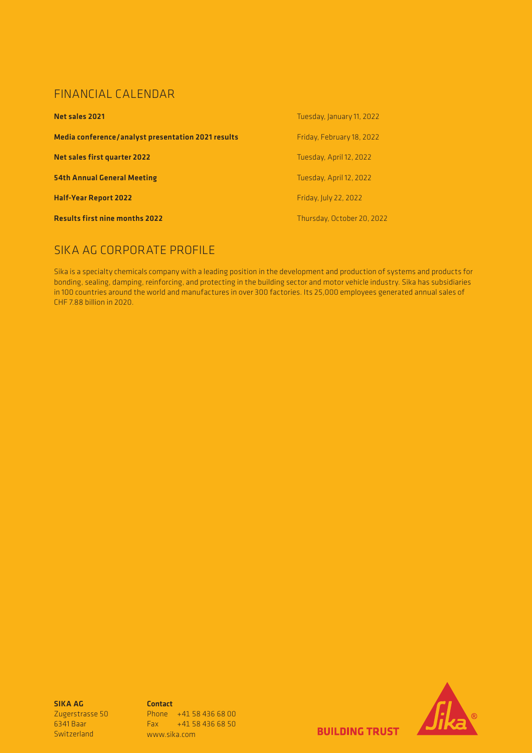## FINANCIAL CALENDAR

| | |
|---|---|
| **Net sales 2021** | Tuesday, January 11, 2022 |
| **Media conference/analyst presentation 2021 results** | Friday, February 18, 2022 |
| **Net sales first quarter 2022** | Tuesday, April 12, 2022 |
| **54th Annual General Meeting** | Tuesday, April 12, 2022 |
| **Half-Year Report 2022** | Friday, July 22, 2022 |
| **Results first nine months 2022** | Thursday, October 20, 2022 |

## SIKA AG CORPORATE PROFILE

Sika is a specialty chemicals company with a leading position in the development and production of systems and products for bonding, sealing, damping, reinforcing, and protecting in the building sector and motor vehicle industry. Sika has subsidiaries in 100 countries around the world and manufactures in over 300 factories. Its 25,000 employees generated annual sales of CHF 7.88 billion in 2020.

**SIKA AG**
Zugerstrasse 50
6341 Baar
Switzerland

**Contact**
Phone +41 58 436 68 00
Fax +41 58 436 68 50
www.sika.com

**BUILDING TRUST**